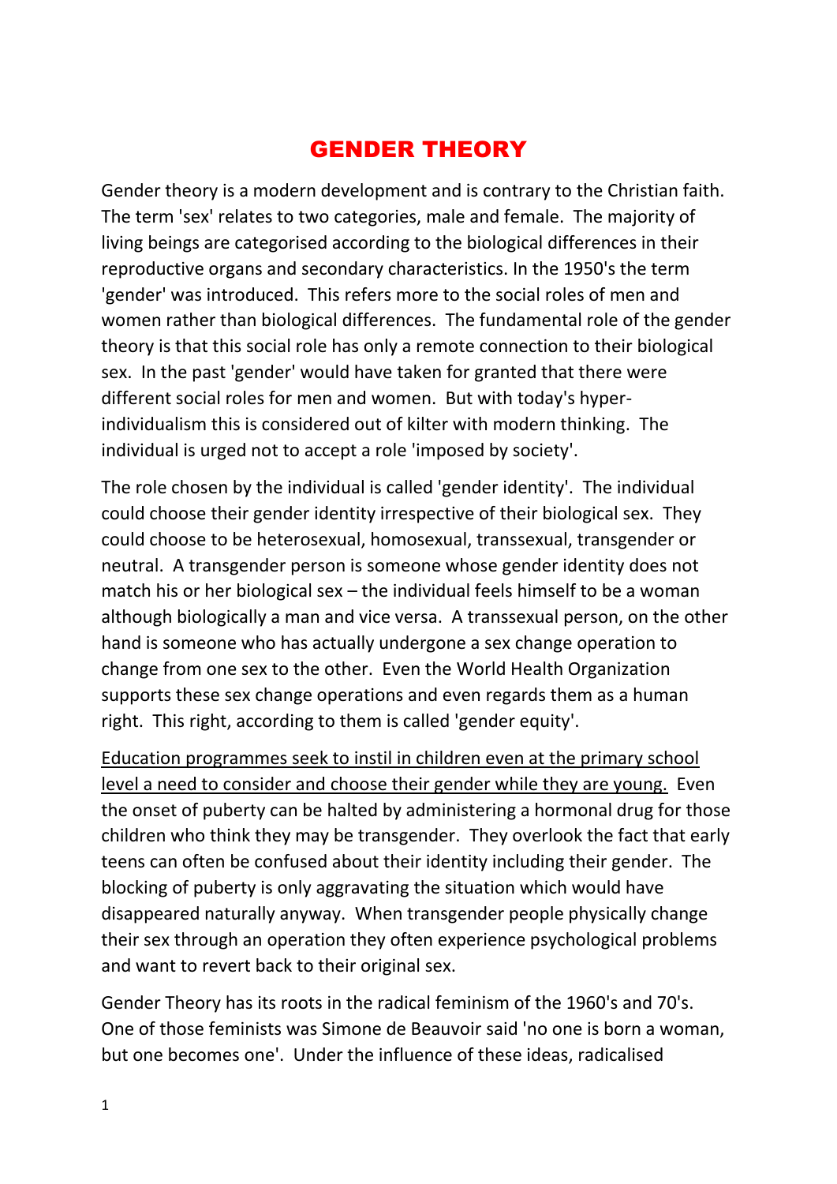# GENDER THEORY

Gender theory is a modern development and is contrary to the Christian faith. The term 'sex' relates to two categories, male and female. The majority of living beings are categorised according to the biological differences in their reproductive organs and secondary characteristics. In the 1950's the term 'gender' was introduced. This refers more to the social roles of men and women rather than biological differences. The fundamental role of the gender theory is that this social role has only a remote connection to their biological sex. In the past 'gender' would have taken for granted that there were different social roles for men and women. But with today's hyper-individualism this is considered out of kilter with modern thinking. The individual is urged not to accept a role 'imposed by society'.

The role chosen by the individual is called 'gender identity'. The individual could choose their gender identity irrespective of their biological sex. They could choose to be heterosexual, homosexual, transsexual, transgender or neutral. A transgender person is someone whose gender identity does not match his or her biological sex – the individual feels himself to be a woman although biologically a man and vice versa. A transsexual person, on the other hand is someone who has actually undergone a sex change operation to change from one sex to the other. Even the World Health Organization supports these sex change operations and even regards them as a human right. This right, according to them is called 'gender equity'.

<u>Education programmes seek to instil in children even at the primary school level a need to consider and choose their gender while they are young.</u> Even the onset of puberty can be halted by administering a hormonal drug for those children who think they may be transgender. They overlook the fact that early teens can often be confused about their identity including their gender. The blocking of puberty is only aggravating the situation which would have disappeared naturally anyway. When transgender people physically change their sex through an operation they often experience psychological problems and want to revert back to their original sex.

Gender Theory has its roots in the radical feminism of the 1960's and 70's. One of those feminists was Simone de Beauvoir said 'no one is born a woman, but one becomes one'. Under the influence of these ideas, radicalised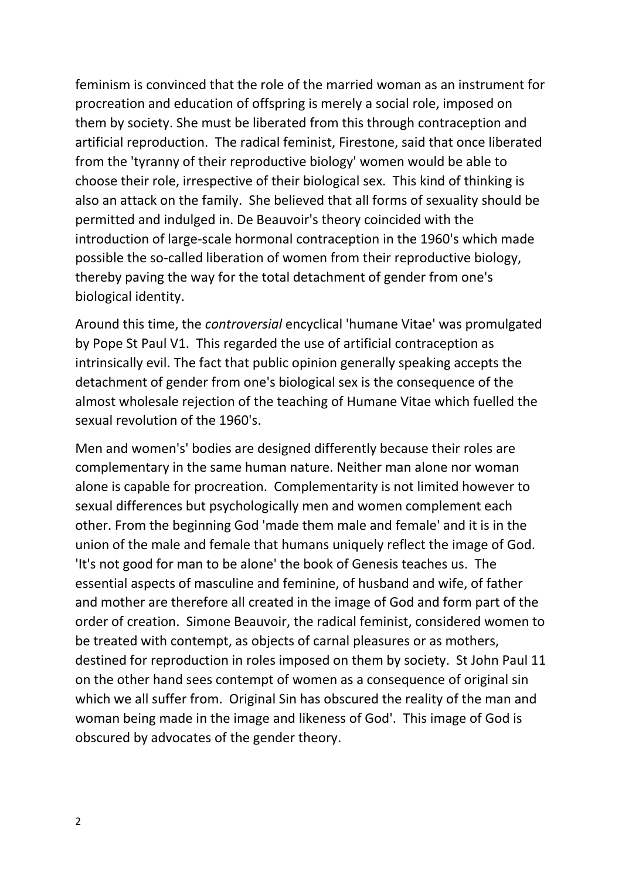feminism is convinced that the role of the married woman as an instrument for procreation and education of offspring is merely a social role, imposed on them by society. She must be liberated from this through contraception and artificial reproduction. The radical feminist, Firestone, said that once liberated from the 'tyranny of their reproductive biology' women would be able to choose their role, irrespective of their biological sex. This kind of thinking is also an attack on the family. She believed that all forms of sexuality should be permitted and indulged in. De Beauvoir's theory coincided with the introduction of large-scale hormonal contraception in the 1960's which made possible the so-called liberation of women from their reproductive biology, thereby paving the way for the total detachment of gender from one's biological identity.

Around this time, the *controversial* encyclical 'humane Vitae' was promulgated by Pope St Paul V1. This regarded the use of artificial contraception as intrinsically evil. The fact that public opinion generally speaking accepts the detachment of gender from one's biological sex is the consequence of the almost wholesale rejection of the teaching of Humane Vitae which fuelled the sexual revolution of the 1960's.

Men and women's' bodies are designed differently because their roles are complementary in the same human nature. Neither man alone nor woman alone is capable for procreation. Complementarity is not limited however to sexual differences but psychologically men and women complement each other. From the beginning God 'made them male and female' and it is in the union of the male and female that humans uniquely reflect the image of God. 'It's not good for man to be alone' the book of Genesis teaches us. The essential aspects of masculine and feminine, of husband and wife, of father and mother are therefore all created in the image of God and form part of the order of creation. Simone Beauvoir, the radical feminist, considered women to be treated with contempt, as objects of carnal pleasures or as mothers, destined for reproduction in roles imposed on them by society. St John Paul 11 on the other hand sees contempt of women as a consequence of original sin which we all suffer from. Original Sin has obscured the reality of the man and woman being made in the image and likeness of God'. This image of God is obscured by advocates of the gender theory.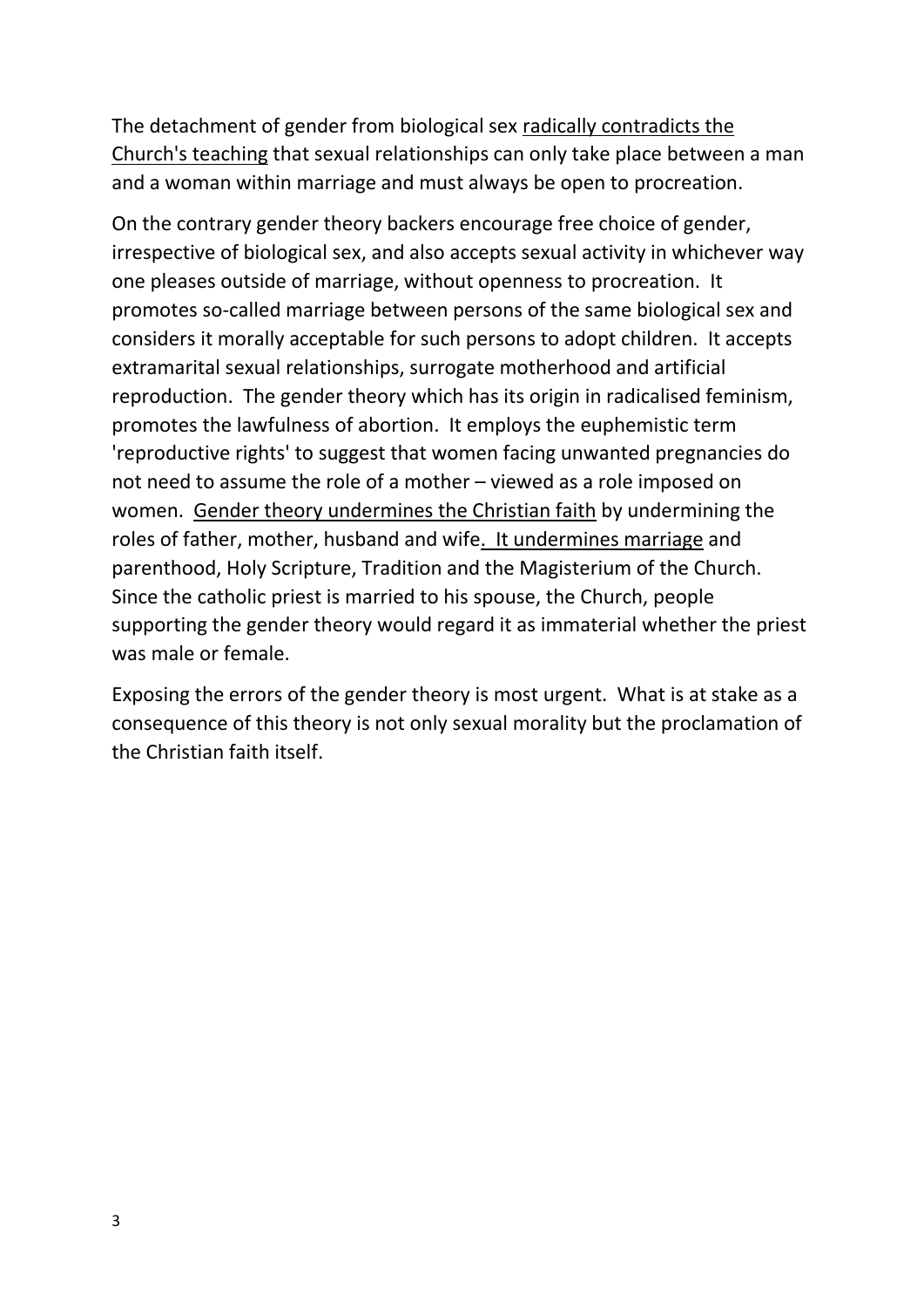The detachment of gender from biological sex <u>radically contradicts the Church's teaching</u> that sexual relationships can only take place between a man and a woman within marriage and must always be open to procreation.

On the contrary gender theory backers encourage free choice of gender, irrespective of biological sex, and also accepts sexual activity in whichever way one pleases outside of marriage, without openness to procreation. It promotes so-called marriage between persons of the same biological sex and considers it morally acceptable for such persons to adopt children. It accepts extramarital sexual relationships, surrogate motherhood and artificial reproduction. The gender theory which has its origin in radicalised feminism, promotes the lawfulness of abortion. It employs the euphemistic term 'reproductive rights' to suggest that women facing unwanted pregnancies do not need to assume the role of a mother – viewed as a role imposed on women. <u>Gender theory undermines the Christian faith</u> by undermining the roles of father, mother, husband and wife<u>. It undermines marriage</u> and parenthood, Holy Scripture, Tradition and the Magisterium of the Church. Since the catholic priest is married to his spouse, the Church, people supporting the gender theory would regard it as immaterial whether the priest was male or female.

Exposing the errors of the gender theory is most urgent. What is at stake as a consequence of this theory is not only sexual morality but the proclamation of the Christian faith itself.